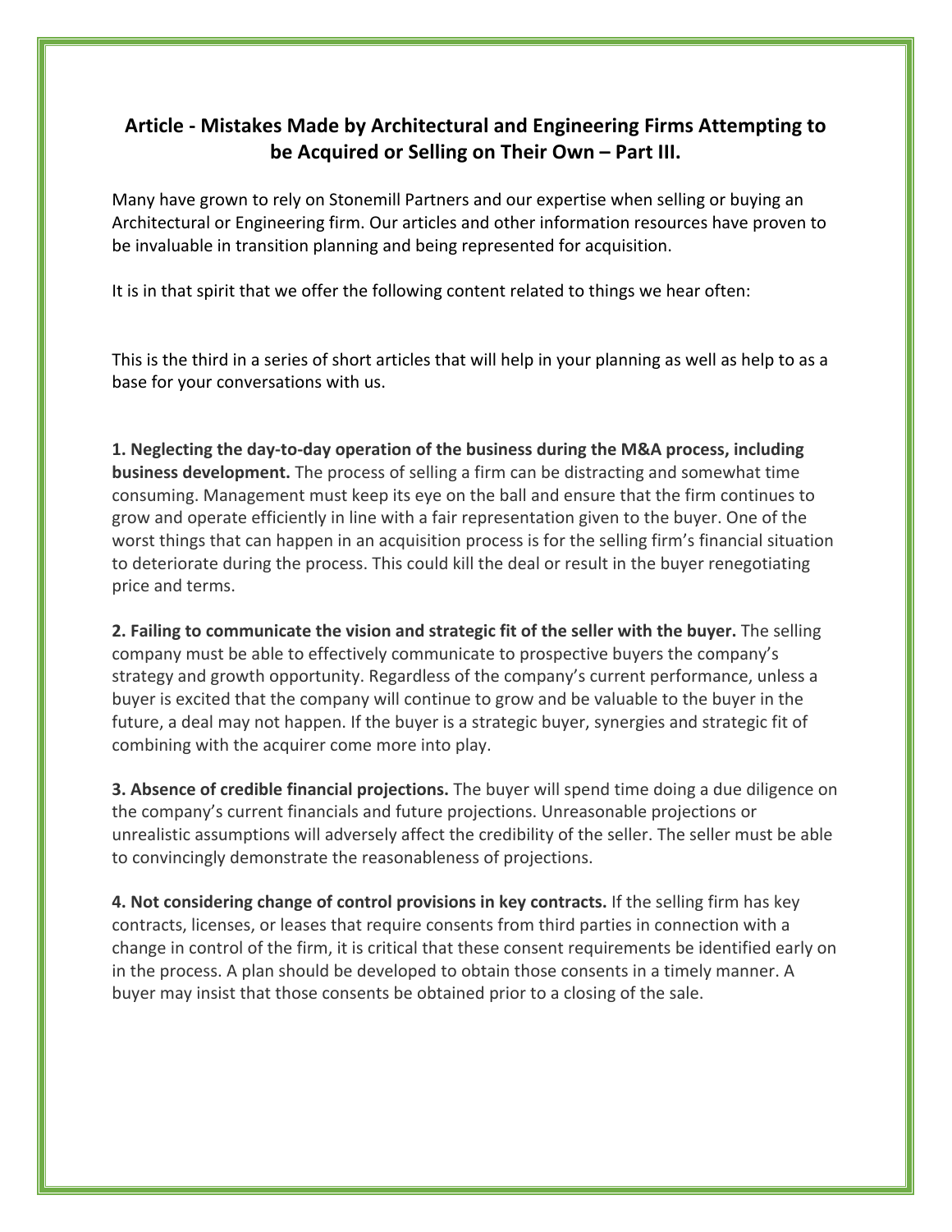## Article - Mistakes Made by Architectural and Engineering Firms Attempting to be Acquired or Selling on Their Own – Part III.

Many have grown to rely on Stonemill Partners and our expertise when selling or buying an Architectural or Engineering firm. Our articles and other information resources have proven to be invaluable in transition planning and being represented for acquisition.

It is in that spirit that we offer the following content related to things we hear often:

This is the third in a series of short articles that will help in your planning as well as help to as a base for your conversations with us.

**1. Neglecting the day-to-day operation of the business during the M&A process, including business development.** The process of selling a firm can be distracting and somewhat time consuming. Management must keep its eye on the ball and ensure that the firm continues to grow and operate efficiently in line with a fair representation given to the buyer. One of the worst things that can happen in an acquisition process is for the selling firm's financial situation to deteriorate during the process. This could kill the deal or result in the buyer renegotiating price and terms.

**2. Failing to communicate the vision and strategic fit of the seller with the buyer.** The selling company must be able to effectively communicate to prospective buyers the company's strategy and growth opportunity. Regardless of the company's current performance, unless a buyer is excited that the company will continue to grow and be valuable to the buyer in the future, a deal may not happen. If the buyer is a strategic buyer, synergies and strategic fit of combining with the acquirer come more into play.

**3. Absence of credible financial projections.** The buyer will spend time doing a due diligence on the company's current financials and future projections. Unreasonable projections or unrealistic assumptions will adversely affect the credibility of the seller. The seller must be able to convincingly demonstrate the reasonableness of projections.

**4. Not considering change of control provisions in key contracts.** If the selling firm has key contracts, licenses, or leases that require consents from third parties in connection with a change in control of the firm, it is critical that these consent requirements be identified early on in the process. A plan should be developed to obtain those consents in a timely manner. A buyer may insist that those consents be obtained prior to a closing of the sale.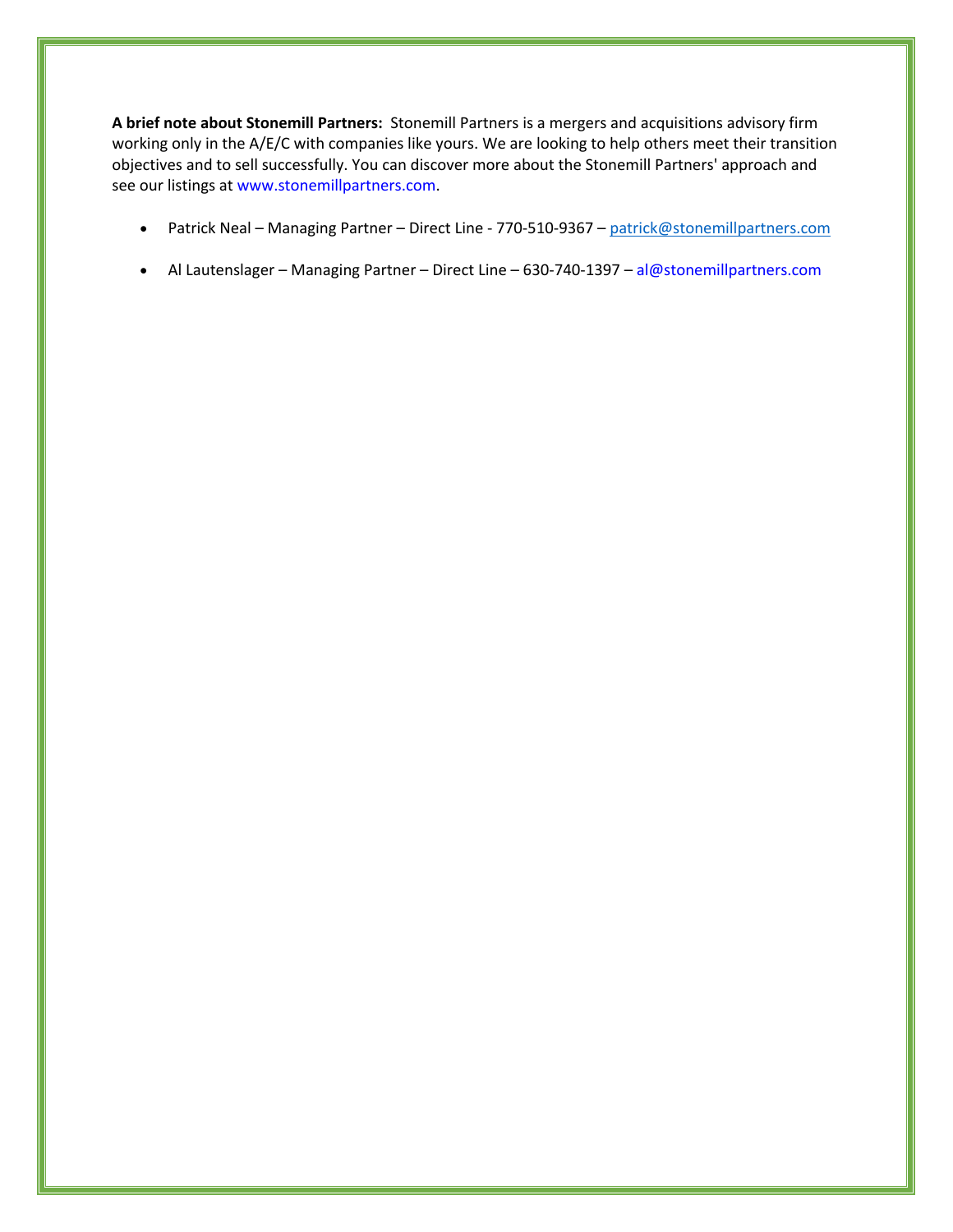**A brief note about Stonemill Partners:** Stonemill Partners is a mergers and acquisitions advisory firm working only in the A/E/C with companies like yours. We are looking to help others meet their transition objectives and to sell successfully. You can discover more about the Stonemill Partners' approach and see our listings at www.stonemillpartners.com.

- Patrick Neal – Managing Partner – Direct Line - 770-510-9367 – patrick@stonemillpartners.com
- Al Lautenslager – Managing Partner – Direct Line – 630-740-1397 – al@stonemillpartners.com